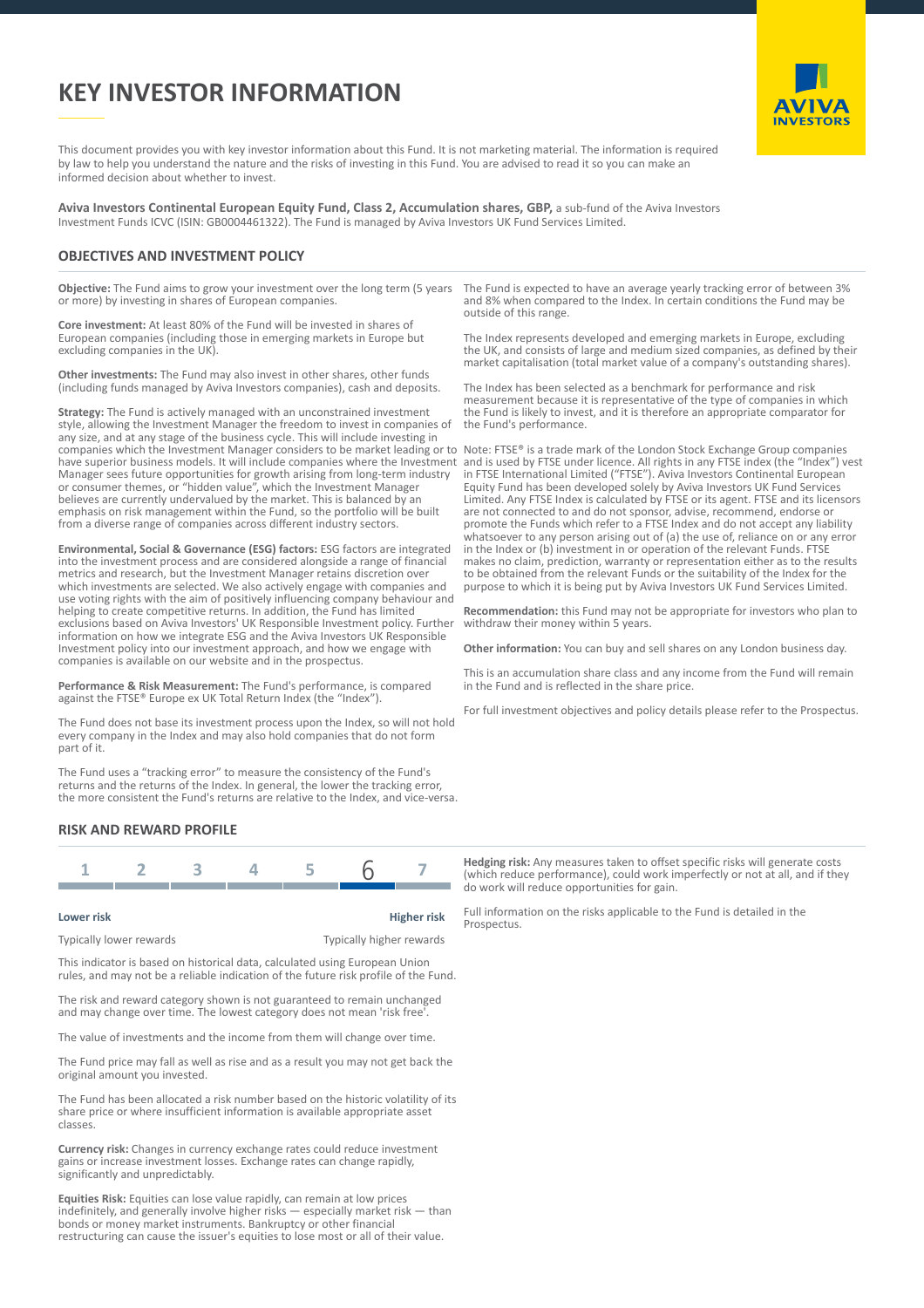# KEY INVESTOR INFORMATION

This document provides you with key investor information about this Fund. It is not marketing material. The information is required by law to help you understand the nature and the risks of investing in this Fund. You are advised to read it so you can make an informed decision about whether to invest.

**Aviva Investors Continental European Equity Fund, Class 2, Accumulation shares, GBP,** a sub-fund of the Aviva Investors Investment Funds ICVC (ISIN: GB0004461322). The Fund is managed by Aviva Investors UK Fund Services Limited.

## OBJECTIVES AND INVESTMENT POLICY

**Objective:** The Fund aims to grow your investment over the long term (5 years or more) by investing in shares of European companies.

**Core investment:** At least 80% of the Fund will be invested in shares of European companies (including those in emerging markets in Europe but excluding companies in the UK).

**Other investments:** The Fund may also invest in other shares, other funds (including funds managed by Aviva Investors companies), cash and deposits.

**Strategy:** The Fund is actively managed with an unconstrained investment style, allowing the Investment Manager the freedom to invest in companies of any size, and at any stage of the business cycle. This will include investing in companies which the Investment Manager considers to be market leading or to have superior business models. It will include companies where the Investment Manager sees future opportunities for growth arising from long-term industry or consumer themes, or "hidden value", which the Investment Manager believes are currently undervalued by the market. This is balanced by an emphasis on risk management within the Fund, so the portfolio will be built from a diverse range of companies across different industry sectors.

**Environmental, Social & Governance (ESG) factors:** ESG factors are integrated into the investment process and are considered alongside a range of financial metrics and research, but the Investment Manager retains discretion over which investments are selected. We also actively engage with companies and use voting rights with the aim of positively influencing company behaviour and helping to create competitive returns. In addition, the Fund has limited exclusions based on Aviva Investors' UK Responsible Investment policy. Further information on how we integrate ESG and the Aviva Investors UK Responsible Investment policy into our investment approach, and how we engage with companies is available on our website and in the prospectus.

**Performance & Risk Measurement:** The Fund's performance, is compared against the FTSE® Europe ex UK Total Return Index (the "Index").

The Fund does not base its investment process upon the Index, so will not hold every company in the Index and may also hold companies that do not form part of it.

The Fund uses a "tracking error" to measure the consistency of the Fund's returns and the returns of the Index. In general, the lower the tracking error, the more consistent the Fund's returns are relative to the Index, and vice-versa.

The Fund is expected to have an average yearly tracking error of between 3% and 8% when compared to the Index. In certain conditions the Fund may be outside of this range.

The Index represents developed and emerging markets in Europe, excluding the UK, and consists of large and medium sized companies, as defined by their market capitalisation (total market value of a company's outstanding shares).

The Index has been selected as a benchmark for performance and risk measurement because it is representative of the type of companies in which the Fund is likely to invest, and it is therefore an appropriate comparator for the Fund's performance.

Note: FTSE® is a trade mark of the London Stock Exchange Group companies and is used by FTSE under licence. All rights in any FTSE index (the "Index") vest in FTSE International Limited ("FTSE"). Aviva Investors Continental European Equity Fund has been developed solely by Aviva Investors UK Fund Services Limited. Any FTSE Index is calculated by FTSE or its agent. FTSE and its licensors are not connected to and do not sponsor, advise, recommend, endorse or promote the Funds which refer to a FTSE Index and do not accept any liability whatsoever to any person arising out of (a) the use of, reliance on or any error in the Index or (b) investment in or operation of the relevant Funds. FTSE makes no claim, prediction, warranty or representation either as to the results to be obtained from the relevant Funds or the suitability of the Index for the purpose to which it is being put by Aviva Investors UK Fund Services Limited.

**Recommendation:** this Fund may not be appropriate for investors who plan to withdraw their money within 5 years.

**Other information:** You can buy and sell shares on any London business day.

This is an accumulation share class and any income from the Fund will remain in the Fund and is reflected in the share price.

For full investment objectives and policy details please refer to the Prospectus.

## RISK AND REWARD PROFILE

| 1 | 2 | 3 | 4 | 5 | **6** | 7 |
|---|---|---|---|---|---|---|

**Lower risk** — **Higher risk**

Typically lower rewards — Typically higher rewards

This indicator is based on historical data, calculated using European Union rules, and may not be a reliable indication of the future risk profile of the Fund.

The risk and reward category shown is not guaranteed to remain unchanged and may change over time. The lowest category does not mean 'risk free'.

The value of investments and the income from them will change over time.

The Fund price may fall as well as rise and as a result you may not get back the original amount you invested.

The Fund has been allocated a risk number based on the historic volatility of its share price or where insufficient information is available appropriate asset classes.

**Currency risk:** Changes in currency exchange rates could reduce investment gains or increase investment losses. Exchange rates can change rapidly, significantly and unpredictably.

**Equities Risk:** Equities can lose value rapidly, can remain at low prices indefinitely, and generally involve higher risks — especially market risk — than bonds or money market instruments. Bankruptcy or other financial restructuring can cause the issuer's equities to lose most or all of their value.

**Hedging risk:** Any measures taken to offset specific risks will generate costs (which reduce performance), could work imperfectly or not at all, and if they do work will reduce opportunities for gain.

Full information on the risks applicable to the Fund is detailed in the Prospectus.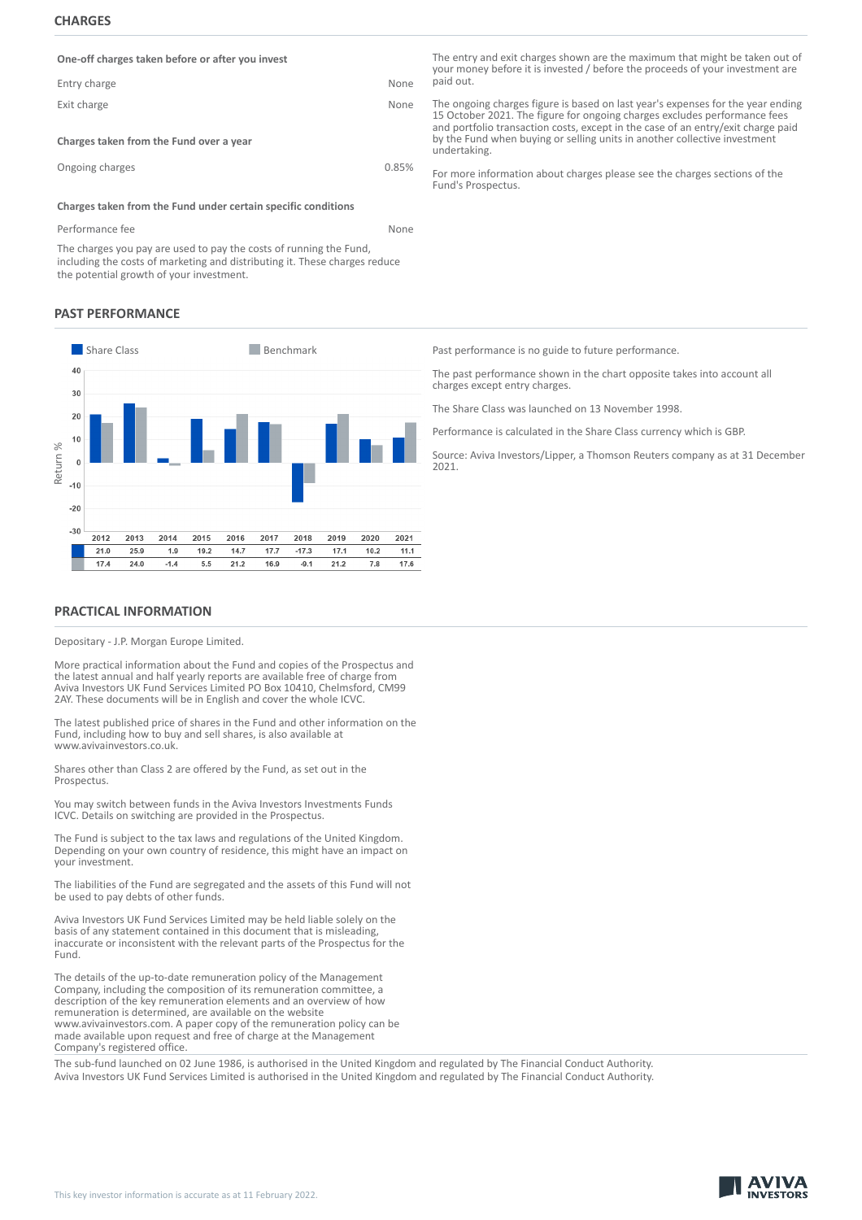## CHARGES

**One-off charges taken before or after you invest**

| | |
|---|---|
| Entry charge | None |
| Exit charge | None |

**Charges taken from the Fund over a year**

| | |
|---|---|
| Ongoing charges | 0.85% |

**Charges taken from the Fund under certain specific conditions**

| | |
|---|---|
| Performance fee | None |

The charges you pay are used to pay the costs of running the Fund, including the costs of marketing and distributing it. These charges reduce the potential growth of your investment.

The entry and exit charges shown are the maximum that might be taken out of your money before it is invested / before the proceeds of your investment are paid out.

The ongoing charges figure is based on last year's expenses for the year ending 15 October 2021. The figure for ongoing charges excludes performance fees and portfolio transaction costs, except in the case of an entry/exit charge paid by the Fund when buying or selling units in another collective investment undertaking.

For more information about charges please see the charges sections of the Fund's Prospectus.

## PAST PERFORMANCE

Share Class
Benchmark

Return %

40
30
20
10
0
-10
-20
-30

2012 2013 2014 2015 2016 2017 2018 2019 2020 2021
21.0 25.9 1.9 19.2 14.7 17.7 -17.3 17.1 10.2 11.1
17.4 24.0 -1.4 5.5 21.2 16.9 -9.1 21.2 7.8 17.6

Past performance is no guide to future performance.

The past performance shown in the chart opposite takes into account all charges except entry charges.

The Share Class was launched on 13 November 1998.

Performance is calculated in the Share Class currency which is GBP.

Source: Aviva Investors/Lipper, a Thomson Reuters company as at 31 December 2021.

## PRACTICAL INFORMATION

Depositary - J.P. Morgan Europe Limited.

More practical information about the Fund and copies of the Prospectus and the latest annual and half yearly reports are available free of charge from Aviva Investors UK Fund Services Limited PO Box 10410, Chelmsford, CM99 2AY. These documents will be in English and cover the whole ICVC.

The latest published price of shares in the Fund and other information on the Fund, including how to buy and sell shares, is also available at www.avivainvestors.co.uk.

Shares other than Class 2 are offered by the Fund, as set out in the Prospectus.

You may switch between funds in the Aviva Investors Investments Funds ICVC. Details on switching are provided in the Prospectus.

The Fund is subject to the tax laws and regulations of the United Kingdom. Depending on your own country of residence, this might have an impact on your investment.

The liabilities of the Fund are segregated and the assets of this Fund will not be used to pay debts of other funds.

Aviva Investors UK Fund Services Limited may be held liable solely on the basis of any statement contained in this document that is misleading, inaccurate or inconsistent with the relevant parts of the Prospectus for the Fund.

The details of the up-to-date remuneration policy of the Management Company, including the composition of its remuneration committee, a description of the key remuneration elements and an overview of how remuneration is determined, are available on the website www.avivainvestors.com. A paper copy of the remuneration policy can be made available upon request and free of charge at the Management Company's registered office.

The sub-fund launched on 02 June 1986, is authorised in the United Kingdom and regulated by The Financial Conduct Authority.
Aviva Investors UK Fund Services Limited is authorised in the United Kingdom and regulated by The Financial Conduct Authority.

This key investor information is accurate as at 11 February 2022.